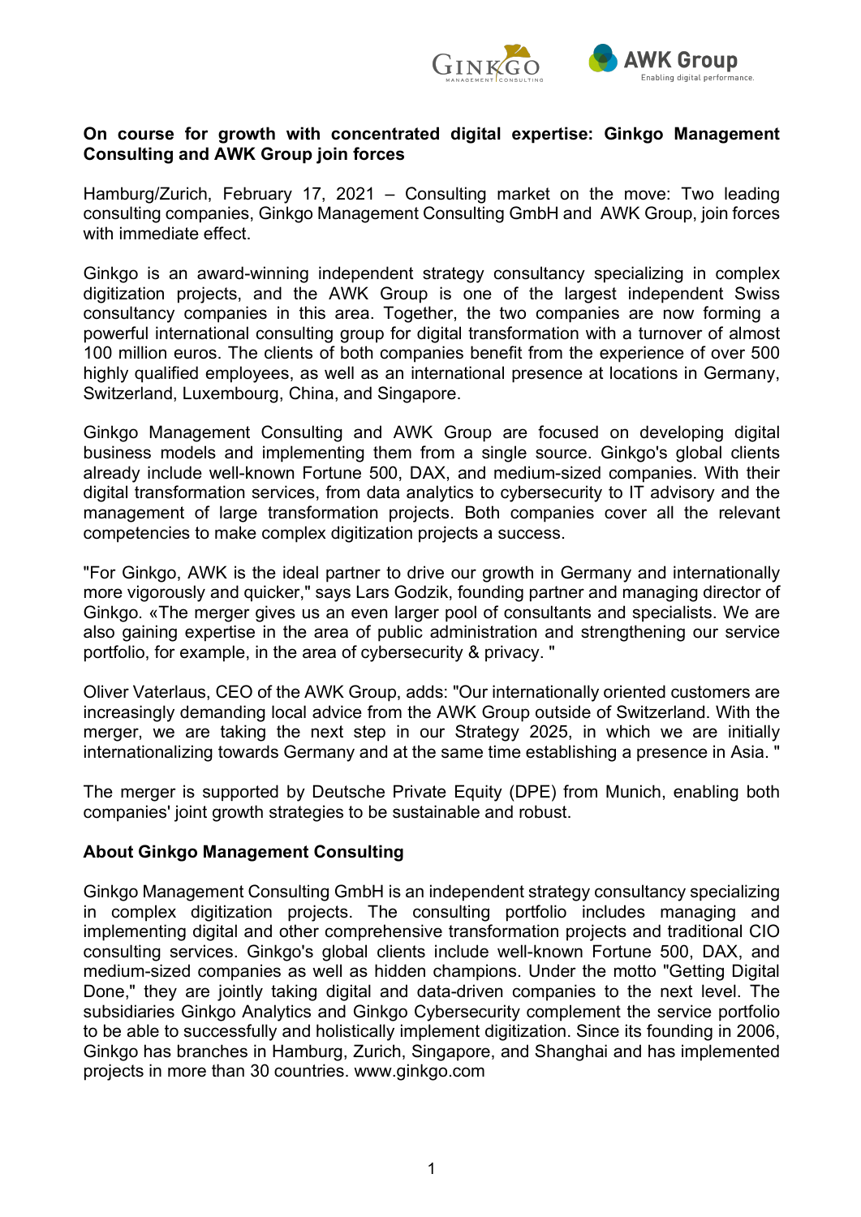**On course for growth with concentrated digital expertise: Ginkgo Management Consulting and AWK Group join forces**

Hamburg/Zurich, February 17, 2021 – Consulting market on the move: Two leading consulting companies, Ginkgo Management Consulting GmbH and AWK Group, join forces with immediate effect.

Ginkgo is an award-winning independent strategy consultancy specializing in complex digitization projects, and the AWK Group is one of the largest independent Swiss consultancy companies in this area. Together, the two companies are now forming a powerful international consulting group for digital transformation with a turnover of almost 100 million euros. The clients of both companies benefit from the experience of over 500 highly qualified employees, as well as an international presence at locations in Germany, Switzerland, Luxembourg, China, and Singapore.

Ginkgo Management Consulting and AWK Group are focused on developing digital business models and implementing them from a single source. Ginkgo's global clients already include well-known Fortune 500, DAX, and medium-sized companies. With their digital transformation services, from data analytics to cybersecurity to IT advisory and the management of large transformation projects. Both companies cover all the relevant competencies to make complex digitization projects a success.

"For Ginkgo, AWK is the ideal partner to drive our growth in Germany and internationally more vigorously and quicker," says Lars Godzik, founding partner and managing director of Ginkgo. «The merger gives us an even larger pool of consultants and specialists. We are also gaining expertise in the area of public administration and strengthening our service portfolio, for example, in the area of cybersecurity & privacy. "

Oliver Vaterlaus, CEO of the AWK Group, adds: "Our internationally oriented customers are increasingly demanding local advice from the AWK Group outside of Switzerland. With the merger, we are taking the next step in our Strategy 2025, in which we are initially internationalizing towards Germany and at the same time establishing a presence in Asia. "

The merger is supported by Deutsche Private Equity (DPE) from Munich, enabling both companies' joint growth strategies to be sustainable and robust.

**About Ginkgo Management Consulting**

Ginkgo Management Consulting GmbH is an independent strategy consultancy specializing in complex digitization projects. The consulting portfolio includes managing and implementing digital and other comprehensive transformation projects and traditional CIO consulting services. Ginkgo's global clients include well-known Fortune 500, DAX, and medium-sized companies as well as hidden champions. Under the motto "Getting Digital Done," they are jointly taking digital and data-driven companies to the next level. The subsidiaries Ginkgo Analytics and Ginkgo Cybersecurity complement the service portfolio to be able to successfully and holistically implement digitization. Since its founding in 2006, Ginkgo has branches in Hamburg, Zurich, Singapore, and Shanghai and has implemented projects in more than 30 countries. www.ginkgo.com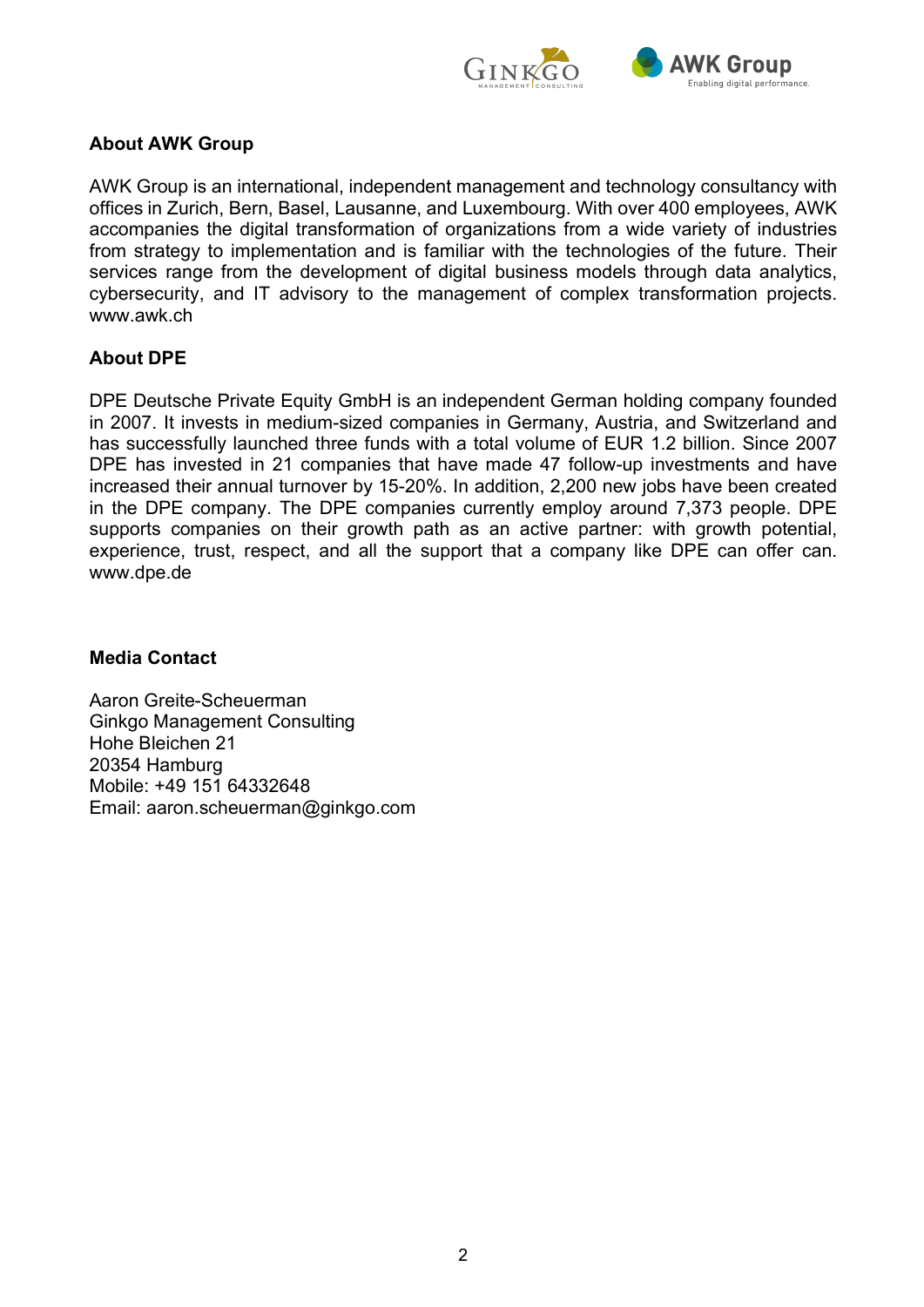**About AWK Group**

AWK Group is an international, independent management and technology consultancy with offices in Zurich, Bern, Basel, Lausanne, and Luxembourg. With over 400 employees, AWK accompanies the digital transformation of organizations from a wide variety of industries from strategy to implementation and is familiar with the technologies of the future. Their services range from the development of digital business models through data analytics, cybersecurity, and IT advisory to the management of complex transformation projects. www.awk.ch

**About DPE**

DPE Deutsche Private Equity GmbH is an independent German holding company founded in 2007. It invests in medium-sized companies in Germany, Austria, and Switzerland and has successfully launched three funds with a total volume of EUR 1.2 billion. Since 2007 DPE has invested in 21 companies that have made 47 follow-up investments and have increased their annual turnover by 15-20%. In addition, 2,200 new jobs have been created in the DPE company. The DPE companies currently employ around 7,373 people. DPE supports companies on their growth path as an active partner: with growth potential, experience, trust, respect, and all the support that a company like DPE can offer can. www.dpe.de

**Media Contact**

Aaron Greite-Scheuerman
Ginkgo Management Consulting
Hohe Bleichen 21
20354 Hamburg
Mobile: +49 151 64332648
Email: aaron.scheuerman@ginkgo.com